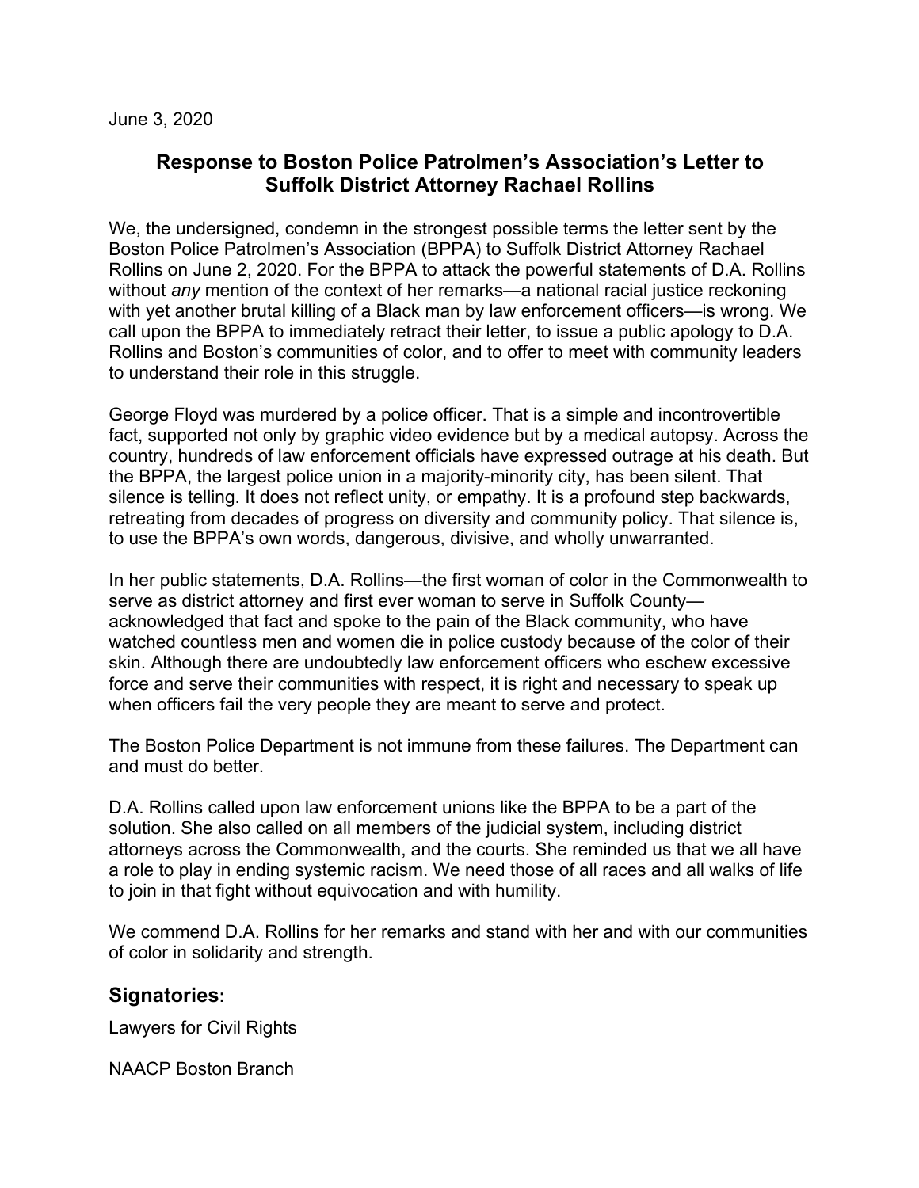June 3, 2020

# Response to Boston Police Patrolmen's Association's Letter to Suffolk District Attorney Rachael Rollins

We, the undersigned, condemn in the strongest possible terms the letter sent by the Boston Police Patrolmen's Association (BPPA) to Suffolk District Attorney Rachael Rollins on June 2, 2020. For the BPPA to attack the powerful statements of D.A. Rollins without *any* mention of the context of her remarks—a national racial justice reckoning with yet another brutal killing of a Black man by law enforcement officers—is wrong. We call upon the BPPA to immediately retract their letter, to issue a public apology to D.A. Rollins and Boston's communities of color, and to offer to meet with community leaders to understand their role in this struggle.

George Floyd was murdered by a police officer. That is a simple and incontrovertible fact, supported not only by graphic video evidence but by a medical autopsy. Across the country, hundreds of law enforcement officials have expressed outrage at his death. But the BPPA, the largest police union in a majority-minority city, has been silent. That silence is telling. It does not reflect unity, or empathy. It is a profound step backwards, retreating from decades of progress on diversity and community policy. That silence is, to use the BPPA's own words, dangerous, divisive, and wholly unwarranted.

In her public statements, D.A. Rollins—the first woman of color in the Commonwealth to serve as district attorney and first ever woman to serve in Suffolk County—acknowledged that fact and spoke to the pain of the Black community, who have watched countless men and women die in police custody because of the color of their skin. Although there are undoubtedly law enforcement officers who eschew excessive force and serve their communities with respect, it is right and necessary to speak up when officers fail the very people they are meant to serve and protect.

The Boston Police Department is not immune from these failures. The Department can and must do better.

D.A. Rollins called upon law enforcement unions like the BPPA to be a part of the solution. She also called on all members of the judicial system, including district attorneys across the Commonwealth, and the courts. She reminded us that we all have a role to play in ending systemic racism. We need those of all races and all walks of life to join in that fight without equivocation and with humility.

We commend D.A. Rollins for her remarks and stand with her and with our communities of color in solidarity and strength.

## Signatories:

Lawyers for Civil Rights

NAACP Boston Branch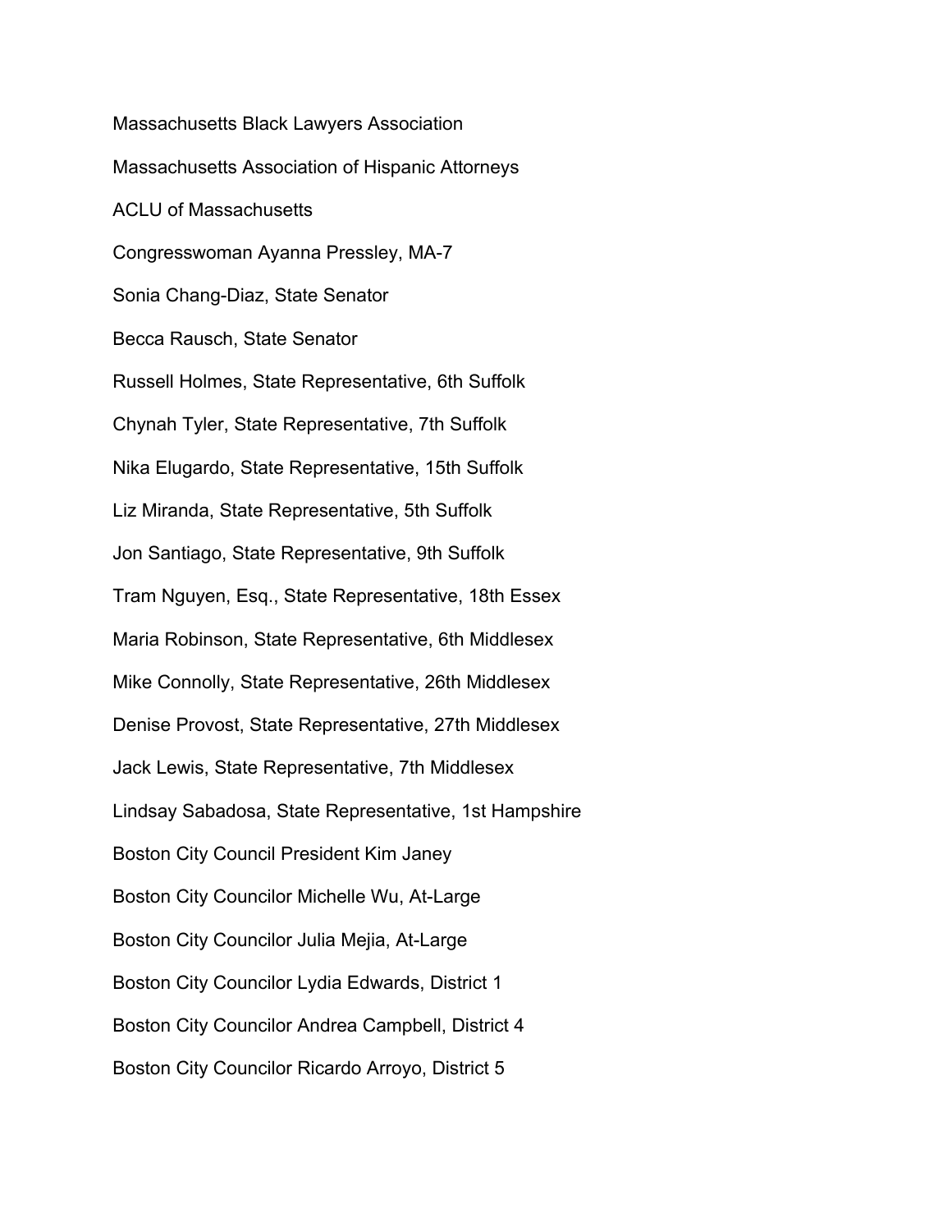Massachusetts Black Lawyers Association

Massachusetts Association of Hispanic Attorneys

ACLU of Massachusetts

Congresswoman Ayanna Pressley, MA-7

Sonia Chang-Diaz, State Senator

Becca Rausch, State Senator

Russell Holmes, State Representative, 6th Suffolk

Chynah Tyler, State Representative, 7th Suffolk

Nika Elugardo, State Representative, 15th Suffolk

Liz Miranda, State Representative, 5th Suffolk

Jon Santiago, State Representative, 9th Suffolk

Tram Nguyen, Esq., State Representative, 18th Essex

Maria Robinson, State Representative, 6th Middlesex

Mike Connolly, State Representative, 26th Middlesex

Denise Provost, State Representative, 27th Middlesex

Jack Lewis, State Representative, 7th Middlesex

Lindsay Sabadosa, State Representative, 1st Hampshire

Boston City Council President Kim Janey

Boston City Councilor Michelle Wu, At-Large

Boston City Councilor Julia Mejia, At-Large

Boston City Councilor Lydia Edwards, District 1

Boston City Councilor Andrea Campbell, District 4

Boston City Councilor Ricardo Arroyo, District 5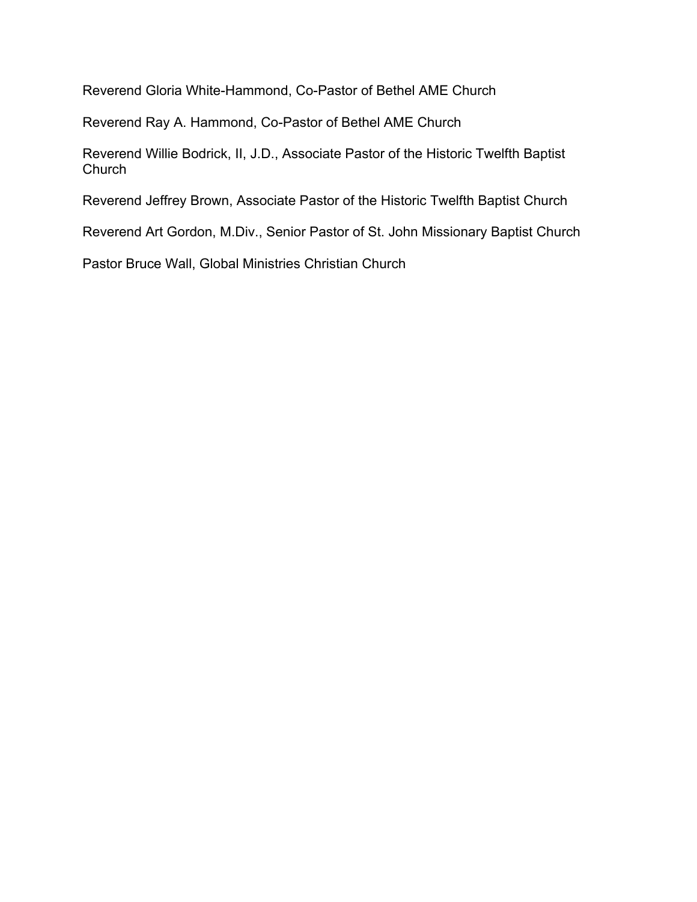Reverend Gloria White-Hammond, Co-Pastor of Bethel AME Church

Reverend Ray A. Hammond, Co-Pastor of Bethel AME Church

Reverend Willie Bodrick, II, J.D., Associate Pastor of the Historic Twelfth Baptist Church

Reverend Jeffrey Brown, Associate Pastor of the Historic Twelfth Baptist Church

Reverend Art Gordon, M.Div., Senior Pastor of St. John Missionary Baptist Church

Pastor Bruce Wall, Global Ministries Christian Church